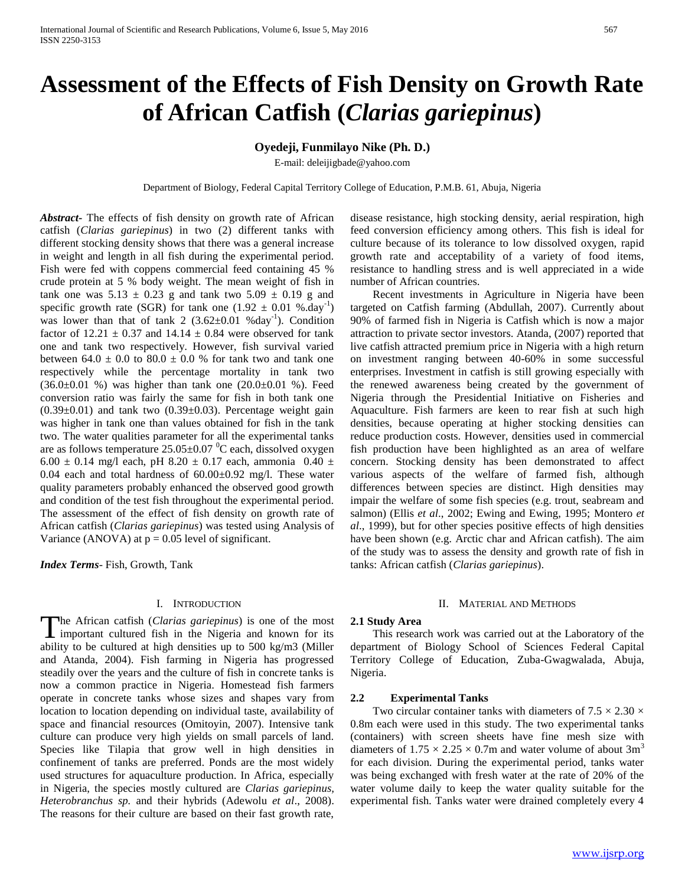# Assessment of the Effects of Fish Density on Growth Rate of African Catfish (*Clarias gariepinus*)

**Oyedeji, Funmilayo Nike (Ph. D.)**

E-mail: deleijigbade@yahoo.com

Department of Biology, Federal Capital Territory College of Education, P.M.B. 61, Abuja, Nigeria

***Abstract*-** The effects of fish density on growth rate of African catfish (*Clarias gariepinus*) in two (2) different tanks with different stocking density shows that there was a general increase in weight and length in all fish during the experimental period. Fish were fed with coppens commercial feed containing 45 % crude protein at 5 % body weight. The mean weight of fish in tank one was $5.13 \pm 0.23$ g and tank two $5.09 \pm 0.19$ g and specific growth rate (SGR) for tank one ($1.92 \pm 0.01$ %.day$^{-1}$) was lower than that of tank 2 ($3.62 \pm 0.01$ %day$^{-1}$). Condition factor of $12.21 \pm 0.37$ and $14.14 \pm 0.84$ were observed for tank one and tank two respectively. However, fish survival varied between $64.0 \pm 0.0$ to $80.0 \pm 0.0$ % for tank two and tank one respectively while the percentage mortality in tank two ($36.0 \pm 0.01$ %) was higher than tank one ($20.0 \pm 0.01$ %). Feed conversion ratio was fairly the same for fish in both tank one ($0.39 \pm 0.01$) and tank two ($0.39 \pm 0.03$). Percentage weight gain was higher in tank one than values obtained for fish in the tank two. The water qualities parameter for all the experimental tanks are as follows temperature $25.05 \pm 0.07$ $^0$C each, dissolved oxygen $6.00 \pm 0.14$ mg/l each, pH $8.20 \pm 0.17$ each, ammonia $0.40 \pm 0.04$ each and total hardness of $60.00 \pm 0.92$ mg/l. These water quality parameters probably enhanced the observed good growth and condition of the test fish throughout the experimental period. The assessment of the effect of fish density on growth rate of African catfish (*Clarias gariepinus*) was tested using Analysis of Variance (ANOVA) at $p = 0.05$ level of significant.

***Index Terms*-** Fish, Growth, Tank

## I. Introduction

The African catfish (*Clarias gariepinus*) is one of the most important cultured fish in the Nigeria and known for its ability to be cultured at high densities up to 500 kg/m3 (Miller and Atanda, 2004). Fish farming in Nigeria has progressed steadily over the years and the culture of fish in concrete tanks is now a common practice in Nigeria. Homestead fish farmers operate in concrete tanks whose sizes and shapes vary from location to location depending on individual taste, availability of space and financial resources (Omitoyin, 2007). Intensive tank culture can produce very high yields on small parcels of land. Species like Tilapia that grow well in high densities in confinement of tanks are preferred. Ponds are the most widely used structures for aquaculture production. In Africa, especially in Nigeria, the species mostly cultured are *Clarias gariepinus*, *Heterobranchus sp.* and their hybrids (Adewolu *et al*., 2008). The reasons for their culture are based on their fast growth rate, disease resistance, high stocking density, aerial respiration, high feed conversion efficiency among others. This fish is ideal for culture because of its tolerance to low dissolved oxygen, rapid growth rate and acceptability of a variety of food items, resistance to handling stress and is well appreciated in a wide number of African countries.

Recent investments in Agriculture in Nigeria have been targeted on Catfish farming (Abdullah, 2007). Currently about 90% of farmed fish in Nigeria is Catfish which is now a major attraction to private sector investors. Atanda, (2007) reported that live catfish attracted premium price in Nigeria with a high return on investment ranging between 40-60% in some successful enterprises. Investment in catfish is still growing especially with the renewed awareness being created by the government of Nigeria through the Presidential Initiative on Fisheries and Aquaculture. Fish farmers are keen to rear fish at such high densities, because operating at higher stocking densities can reduce production costs. However, densities used in commercial fish production have been highlighted as an area of welfare concern. Stocking density has been demonstrated to affect various aspects of the welfare of farmed fish, although differences between species are distinct. High densities may impair the welfare of some fish species (e.g. trout, seabream and salmon) (Ellis *et al*., 2002; Ewing and Ewing, 1995; Montero *et al*., 1999), but for other species positive effects of high densities have been shown (e.g. Arctic char and African catfish). The aim of the study was to assess the density and growth rate of fish in tanks: African catfish (*Clarias gariepinus*).

## II. Material and Methods

### 2.1 Study Area

This research work was carried out at the Laboratory of the department of Biology School of Sciences Federal Capital Territory College of Education, Zuba-Gwagwalada, Abuja, Nigeria.

### 2.2 Experimental Tanks

Two circular container tanks with diameters of $7.5 \times 2.30 \times 0.8$m each were used in this study. The two experimental tanks (containers) with screen sheets have fine mesh size with diameters of $1.75 \times 2.25 \times 0.7$m and water volume of about 3m$^3$ for each division. During the experimental period, tanks water was being exchanged with fresh water at the rate of 20% of the water volume daily to keep the water quality suitable for the experimental fish. Tanks water were drained completely every 4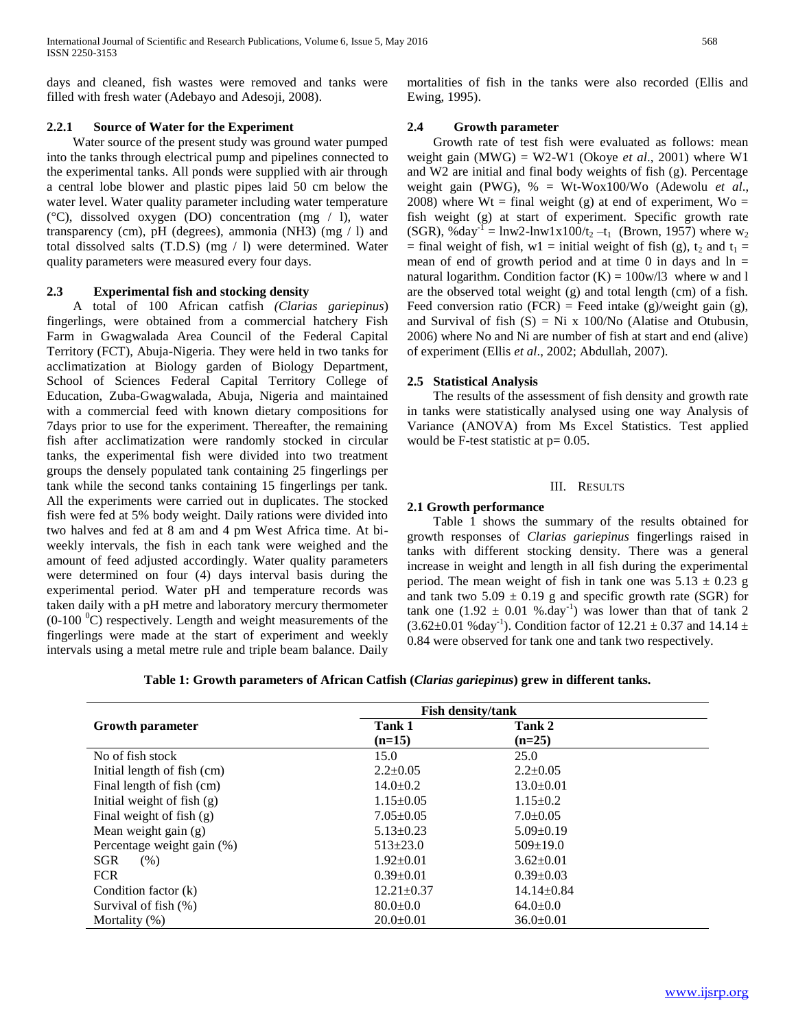days and cleaned, fish wastes were removed and tanks were filled with fresh water (Adebayo and Adesoji, 2008).

#### 2.2.1 Source of Water for the Experiment

Water source of the present study was ground water pumped into the tanks through electrical pump and pipelines connected to the experimental tanks. All ponds were supplied with air through a central lobe blower and plastic pipes laid 50 cm below the water level. Water quality parameter including water temperature (°C), dissolved oxygen (DO) concentration (mg / l), water transparency (cm), pH (degrees), ammonia ($NH_3$) (mg / l) and total dissolved salts (T.D.S) (mg / l) were determined. Water quality parameters were measured every four days.

### 2.3 Experimental fish and stocking density

A total of 100 African catfish *(Clarias gariepinus*) fingerlings, were obtained from a commercial hatchery Fish Farm in Gwagwalada Area Council of the Federal Capital Territory (FCT), Abuja-Nigeria. They were held in two tanks for acclimatization at Biology garden of Biology Department, School of Sciences Federal Capital Territory College of Education, Zuba-Gwagwalada, Abuja, Nigeria and maintained with a commercial feed with known dietary compositions for 7days prior to use for the experiment. Thereafter, the remaining fish after acclimatization were randomly stocked in circular tanks, the experimental fish were divided into two treatment groups the densely populated tank containing 25 fingerlings per tank while the second tanks containing 15 fingerlings per tank. All the experiments were carried out in duplicates. The stocked fish were fed at 5% body weight. Daily rations were divided into two halves and fed at 8 am and 4 pm West Africa time. At bi-weekly intervals, the fish in each tank were weighed and the amount of feed adjusted accordingly. Water quality parameters were determined on four (4) days interval basis during the experimental period. Water pH and temperature records was taken daily with a pH metre and laboratory mercury thermometer (0-100 $^0$C) respectively. Length and weight measurements of the fingerlings were made at the start of experiment and weekly intervals using a metal metre rule and triple beam balance. Daily mortalities of fish in the tanks were also recorded (Ellis and Ewing, 1995).

### 2.4 Growth parameter

Growth rate of test fish were evaluated as follows: mean weight gain (MWG) = W2-W1 (Okoye *et al*., 2001) where W1 and W2 are initial and final body weights of fish (g). Percentage weight gain (PWG), % = Wt-Wox100/Wo (Adewolu *et al*., 2008) where Wt = final weight (g) at end of experiment, Wo = fish weight (g) at start of experiment. Specific growth rate (SGR), %day$^{-1}$ = lnw2-lnw1x100/$t_2$ –$t_1$ (Brown, 1957) where $w_2$ = final weight of fish, w1 = initial weight of fish (g), $t_2$ and $t_1$ = mean of end of growth period and at time 0 in days and ln = natural logarithm. Condition factor (K) = 100w/l3 where w and l are the observed total weight (g) and total length (cm) of a fish. Feed conversion ratio (FCR) = Feed intake (g)/weight gain (g), and Survival of fish (S) = Ni x 100/No (Alatise and Otubusin, 2006) where No and Ni are number of fish at start and end (alive) of experiment (Ellis *et al*., 2002; Abdullah, 2007).

### 2.5 Statistical Analysis

The results of the assessment of fish density and growth rate in tanks were statistically analysed using one way Analysis of Variance (ANOVA) from Ms Excel Statistics. Test applied would be F-test statistic at p= 0.05.

## III. Results

### 2.1 Growth performance

Table 1 shows the summary of the results obtained for growth responses of *Clarias gariepinus* fingerlings raised in tanks with different stocking density. There was a general increase in weight and length in all fish during the experimental period. The mean weight of fish in tank one was 5.13 ± 0.23 g and tank two 5.09 ± 0.19 g and specific growth rate (SGR) for tank one (1.92 ± 0.01 %.day$^{-1}$) was lower than that of tank 2 (3.62±0.01 %day$^{-1}$). Condition factor of 12.21 ± 0.37 and 14.14 ± 0.84 were observed for tank one and tank two respectively.

**Table 1: Growth parameters of African Catfish (*Clarias gariepinus*) grew in different tanks.**

| Growth parameter | Fish density/tank | |
|---|---|---|
| | Tank 1 (n=15) | Tank 2 (n=25) |
| No of fish stock | 15.0 | 25.0 |
| Initial length of fish (cm) | 2.2±0.05 | 2.2±0.05 |
| Final length of fish (cm) | 14.0±0.2 | 13.0±0.01 |
| Initial weight of fish (g) | 1.15±0.05 | 1.15±0.2 |
| Final weight of fish (g) | 7.05±0.05 | 7.0±0.05 |
| Mean weight gain (g) | 5.13±0.23 | 5.09±0.19 |
| Percentage weight gain (%) | 513±23.0 | 509±19.0 |
| SGR (%) | 1.92±0.01 | 3.62±0.01 |
| FCR | 0.39±0.01 | 0.39±0.03 |
| Condition factor (k) | 12.21±0.37 | 14.14±0.84 |
| Survival of fish (%) | 80.0±0.0 | 64.0±0.0 |
| Mortality (%) | 20.0±0.01 | 36.0±0.01 |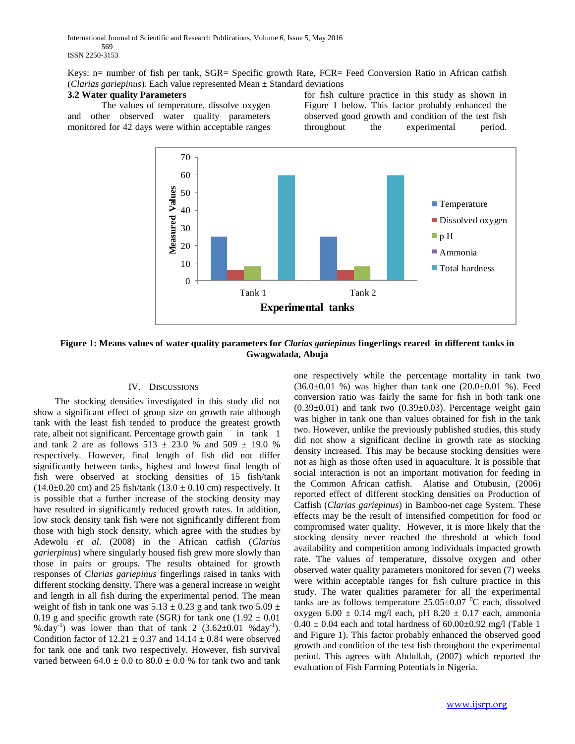Keys: n= number of fish per tank, SGR= Specific growth Rate, FCR= Feed Conversion Ratio in African catfish (*Clarias gariepinus*). Each value represented Mean ± Standard deviations

### 3.2 Water quality Parameters

The values of temperature, dissolve oxygen and other observed water quality parameters monitored for 42 days were within acceptable ranges for fish culture practice in this study as shown in Figure 1 below. This factor probably enhanced the observed good growth and condition of the test fish throughout the experimental period.

**Figure 1: Means values of water quality parameters for *Clarias gariepinus* fingerlings reared in different tanks in Gwagwalada, Abuja**

## IV. Discussions

The stocking densities investigated in this study did not show a significant effect of group size on growth rate although tank with the least fish tended to produce the greatest growth rate, albeit not significant. Percentage growth gain in tank 1 and tank 2 are as follows 513 ± 23.0 % and 509 ± 19.0 % respectively. However, final length of fish did not differ significantly between tanks, highest and lowest final length of fish were observed at stocking densities of 15 fish/tank (14.0±0.20 cm) and 25 fish/tank (13.0 ± 0.10 cm) respectively. It is possible that a further increase of the stocking density may have resulted in significantly reduced growth rates. In addition, low stock density tank fish were not significantly different from those with high stock density, which agree with the studies by Adewolu *et al.* (2008) in the African catfish (*Clarius garierpinus*) where singularly housed fish grew more slowly than those in pairs or groups. The results obtained for growth responses of *Clarias gariepinus* fingerlings raised in tanks with different stocking density. There was a general increase in weight and length in all fish during the experimental period. The mean weight of fish in tank one was 5.13 ± 0.23 g and tank two 5.09 ± 0.19 g and specific growth rate (SGR) for tank one (1.92 ± 0.01 $\%.day^{-1}$) was lower than that of tank 2 (3.62±0.01 $\%day^{-1}$). Condition factor of 12.21 ± 0.37 and 14.14 ± 0.84 were observed for tank one and tank two respectively. However, fish survival varied between 64.0 ± 0.0 to 80.0 ± 0.0 % for tank two and tank one respectively while the percentage mortality in tank two (36.0±0.01 %) was higher than tank one (20.0±0.01 %). Feed conversion ratio was fairly the same for fish in both tank one (0.39±0.01) and tank two (0.39±0.03). Percentage weight gain was higher in tank one than values obtained for fish in the tank two. However, unlike the previously published studies, this study did not show a significant decline in growth rate as stocking density increased. This may be because stocking densities were not as high as those often used in aquaculture. It is possible that social interaction is not an important motivation for feeding in the Common African catfish. Alatise and Otubusin, (2006) reported effect of different stocking densities on Production of Catfish (*Clarias gariepinus*) in Bamboo-net cage System. These effects may be the result of intensified competition for food or compromised water quality. However, it is more likely that the stocking density never reached the threshold at which food availability and competition among individuals impacted growth rate. The values of temperature, dissolve oxygen and other observed water quality parameters monitored for seven (7) weeks were within acceptable ranges for fish culture practice in this study. The water qualities parameter for all the experimental tanks are as follows temperature 25.05±0.07 $^0$C each, dissolved oxygen 6.00 ± 0.14 mg/l each, pH 8.20 ± 0.17 each, ammonia 0.40 ± 0.04 each and total hardness of 60.00±0.92 mg/l (Table 1 and Figure 1). This factor probably enhanced the observed good growth and condition of the test fish throughout the experimental period. This agrees with Abdullah, (2007) which reported the evaluation of Fish Farming Potentials in Nigeria.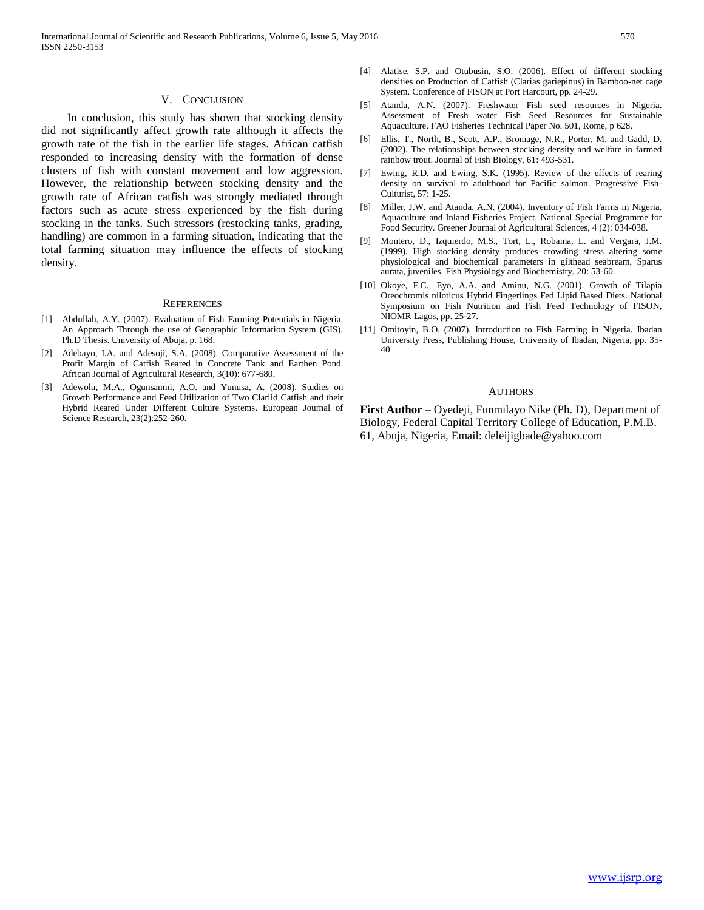## V. Conclusion

In conclusion, this study has shown that stocking density did not significantly affect growth rate although it affects the growth rate of the fish in the earlier life stages. African catfish responded to increasing density with the formation of dense clusters of fish with constant movement and low aggression. However, the relationship between stocking density and the growth rate of African catfish was strongly mediated through factors such as acute stress experienced by the fish during stocking in the tanks. Such stressors (restocking tanks, grading, handling) are common in a farming situation, indicating that the total farming situation may influence the effects of stocking density.

## References

[1] Abdullah, A.Y. (2007). Evaluation of Fish Farming Potentials in Nigeria. An Approach Through the use of Geographic Information System (GIS). Ph.D Thesis. University of Abuja, p. 168.

[2] Adebayo, I.A. and Adesoji, S.A. (2008). Comparative Assessment of the Profit Margin of Catfish Reared in Concrete Tank and Earthen Pond. African Journal of Agricultural Research, 3(10): 677-680.

[3] Adewolu, M.A., Ogunsanmi, A.O. and Yunusa, A. (2008). Studies on Growth Performance and Feed Utilization of Two Clariid Catfish and their Hybrid Reared Under Different Culture Systems. European Journal of Science Research, 23(2):252-260.

[4] Alatise, S.P. and Otubusin, S.O. (2006). Effect of different stocking densities on Production of Catfish (Clarias gariepinus) in Bamboo-net cage System. Conference of FISON at Port Harcourt, pp. 24-29.

[5] Atanda, A.N. (2007). Freshwater Fish seed resources in Nigeria. Assessment of Fresh water Fish Seed Resources for Sustainable Aquaculture. FAO Fisheries Technical Paper No. 501, Rome, p 628.

[6] Ellis, T., North, B., Scott, A.P., Bromage, N.R., Porter, M. and Gadd, D. (2002). The relationships between stocking density and welfare in farmed rainbow trout. Journal of Fish Biology, 61: 493-531.

[7] Ewing, R.D. and Ewing, S.K. (1995). Review of the effects of rearing density on survival to adulthood for Pacific salmon. Progressive Fish-Culturist, 57: 1-25.

[8] Miller, J.W. and Atanda, A.N. (2004). Inventory of Fish Farms in Nigeria. Aquaculture and Inland Fisheries Project, National Special Programme for Food Security. Greener Journal of Agricultural Sciences, 4 (2): 034-038.

[9] Montero, D., Izquierdo, M.S., Tort, L., Robaina, L. and Vergara, J.M. (1999). High stocking density produces crowding stress altering some physiological and biochemical parameters in gilthead seabream, Sparus aurata, juveniles. Fish Physiology and Biochemistry, 20: 53-60.

[10] Okoye, F.C., Eyo, A.A. and Aminu, N.G. (2001). Growth of Tilapia Oreochromis niloticus Hybrid Fingerlings Fed Lipid Based Diets. National Symposium on Fish Nutrition and Fish Feed Technology of FISON, NIOMR Lagos, pp. 25-27.

[11] Omitoyin, B.O. (2007). Introduction to Fish Farming in Nigeria. Ibadan University Press, Publishing House, University of Ibadan, Nigeria, pp. 35-40

## Authors

**First Author** – Oyedeji, Funmilayo Nike (Ph. D), Department of Biology, Federal Capital Territory College of Education, P.M.B. 61, Abuja, Nigeria, Email: deleijigbade@yahoo.com